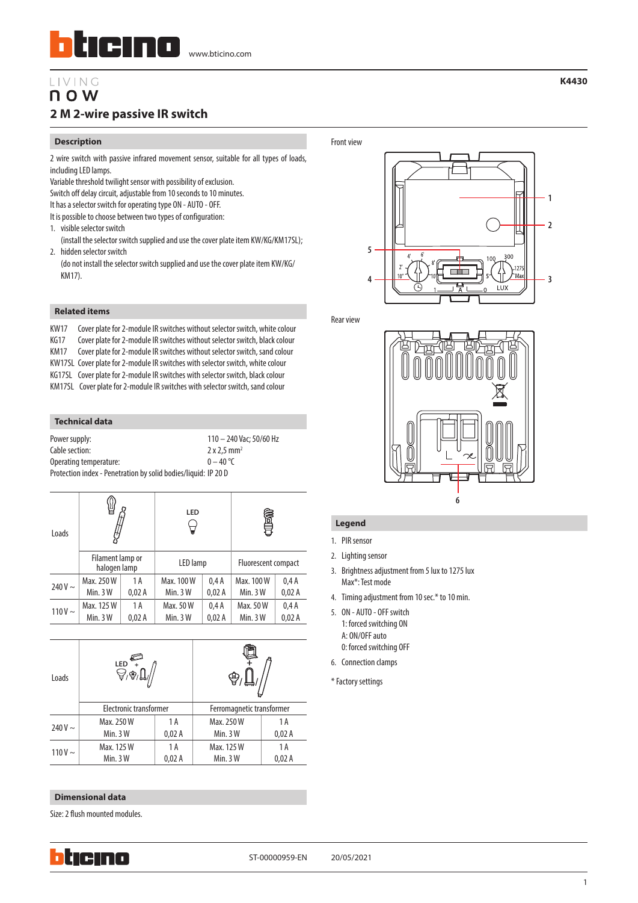LIVING
now

**K4430**

# 2 M 2-wire passive IR switch

## Description

2 wire switch with passive infrared movement sensor, suitable for all types of loads, including LED lamps.
Variable threshold twilight sensor with possibility of exclusion.
Switch off delay circuit, adjustable from 10 seconds to 10 minutes.
It has a selector switch for operating type ON - AUTO - OFF.
It is possible to choose between two types of configuration:

1. visible selector switch
   (install the selector switch supplied and use the cover plate item KW/KG/KM17SL);
2. hidden selector switch
   (do not install the selector switch supplied and use the cover plate item KW/KG/KM17).

## Related items

KW17 Cover plate for 2-module IR switches without selector switch, white colour
KG17 Cover plate for 2-module IR switches without selector switch, black colour
KM17 Cover plate for 2-module IR switches without selector switch, sand colour
KW17SL Cover plate for 2-module IR switches with selector switch, white colour
KG17SL Cover plate for 2-module IR switches with selector switch, black colour
KM17SL Cover plate for 2-module IR switches with selector switch, sand colour

## Technical data

Power supply: 110 – 240 Vac; 50/60 Hz
Cable section: 2 x 2,5 mm²
Operating temperature: 0 – 40 °C
Protection index - Penetration by solid bodies/liquid: IP 20 D

| Loads | Filament lamp or halogen lamp | | LED lamp | | Fluorescent compact | |
|---|---|---|---|---|---|---|
| 240 V ~ | Max. 250 W<br>Min. 3 W | 1 A<br>0,02 A | Max. 100 W<br>Min. 3 W | 0,4 A<br>0,02 A | Max. 100 W<br>Min. 3 W | 0,4 A<br>0,02 A |
| 110 V ~ | Max. 125 W<br>Min. 3 W | 1 A<br>0,02 A | Max. 50 W<br>Min. 3 W | 0,4 A<br>0,02 A | Max. 50 W<br>Min. 3 W | 0,4 A<br>0,02 A |

| Loads | Electronic transformer | | Ferromagnetic transformer | |
|---|---|---|---|---|
| 240 V ~ | Max. 250 W<br>Min. 3 W | 1 A<br>0,02 A | Max. 250 W<br>Min. 3 W | 1 A<br>0,02 A |
| 110 V ~ | Max. 125 W<br>Min. 3 W | 1 A<br>0,02 A | Max. 125 W<br>Min. 3 W | 1 A<br>0,02 A |

## Dimensional data

Size: 2 flush mounted modules.

Front view

Rear view

## Legend

1. PIR sensor
2. Lighting sensor
3. Brightness adjustment from 5 lux to 1275 lux
   Max*: Test mode
4. Timing adjustment from 10 sec.* to 10 min.
5. ON - AUTO - OFF switch
   1: forced switching ON
   A: ON/OFF auto
   0: forced switching OFF
6. Connection clamps

\* Factory settings

ST-00000959-EN 20/05/2021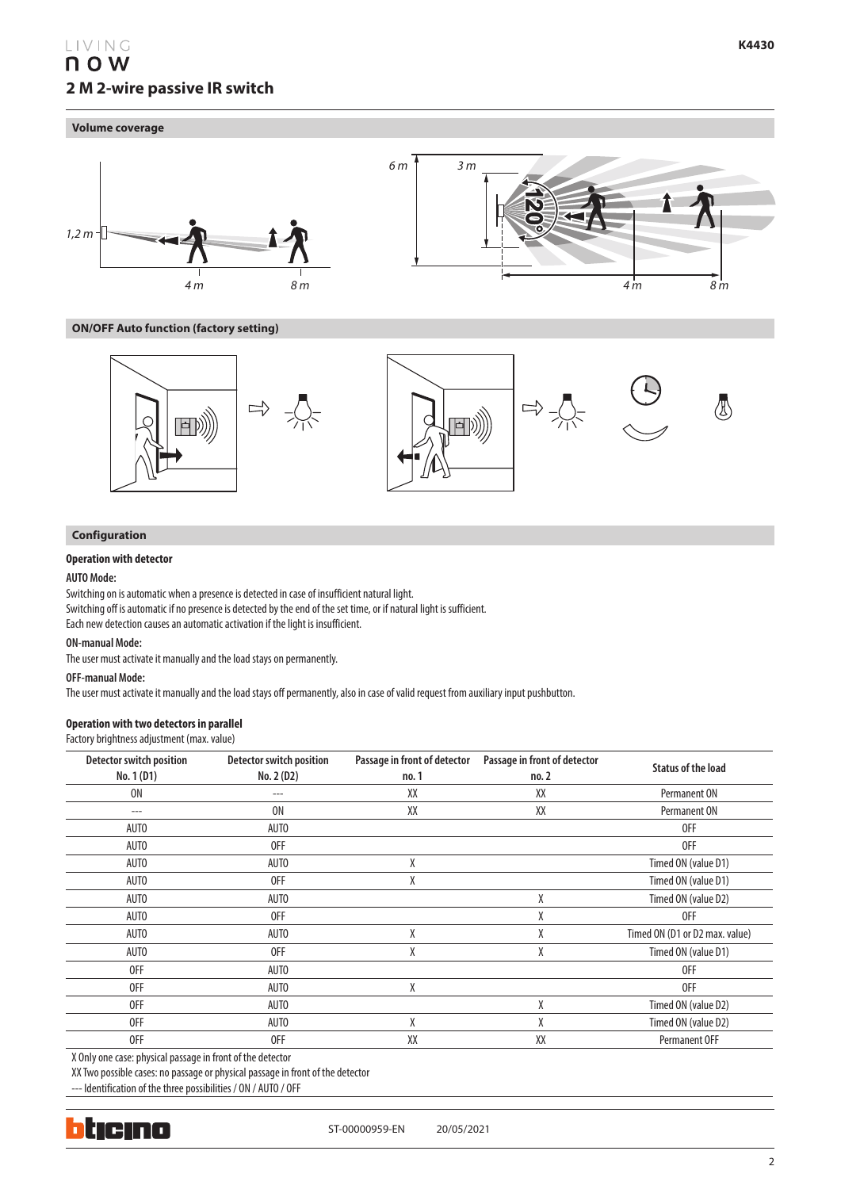# 2 M 2-wire passive IR switch

## Volume coverage

1,2 m

4 m

8 m

6 m

3 m

120°

4 m

8 m

## ON/OFF Auto function (factory setting)

## Configuration

### Operation with detector

**AUTO Mode:**

Switching on is automatic when a presence is detected in case of insufficient natural light.
Switching off is automatic if no presence is detected by the end of the set time, or if natural light is sufficient.
Each new detection causes an automatic activation if the light is insufficient.

**ON-manual Mode:**

The user must activate it manually and the load stays on permanently.

**OFF-manual Mode:**

The user must activate it manually and the load stays off permanently, also in case of valid request from auxiliary input pushbutton.

### Operation with two detectors in parallel

Factory brightness adjustment (max. value)

| Detector switch position No. 1 (D1) | Detector switch position No. 2 (D2) | Passage in front of detector no. 1 | Passage in front of detector no. 2 | Status of the load |
|---|---|---|---|---|
| ON | --- | XX | XX | Permanent ON |
| --- | ON | XX | XX | Permanent ON |
| AUTO | AUTO | | | OFF |
| AUTO | OFF | | | OFF |
| AUTO | AUTO | X | | Timed ON (value D1) |
| AUTO | OFF | X | | Timed ON (value D1) |
| AUTO | AUTO | | X | Timed ON (value D2) |
| AUTO | OFF | | X | OFF |
| AUTO | AUTO | X | X | Timed ON (D1 or D2 max. value) |
| AUTO | OFF | X | X | Timed ON (value D1) |
| OFF | AUTO | | | OFF |
| OFF | AUTO | X | | OFF |
| OFF | AUTO | | X | Timed ON (value D2) |
| OFF | AUTO | X | X | Timed ON (value D2) |
| OFF | OFF | XX | XX | Permanent OFF |

X Only one case: physical passage in front of the detector

XX Two possible cases: no passage or physical passage in front of the detector

--- Identification of the three possibilities / ON / AUTO / OFF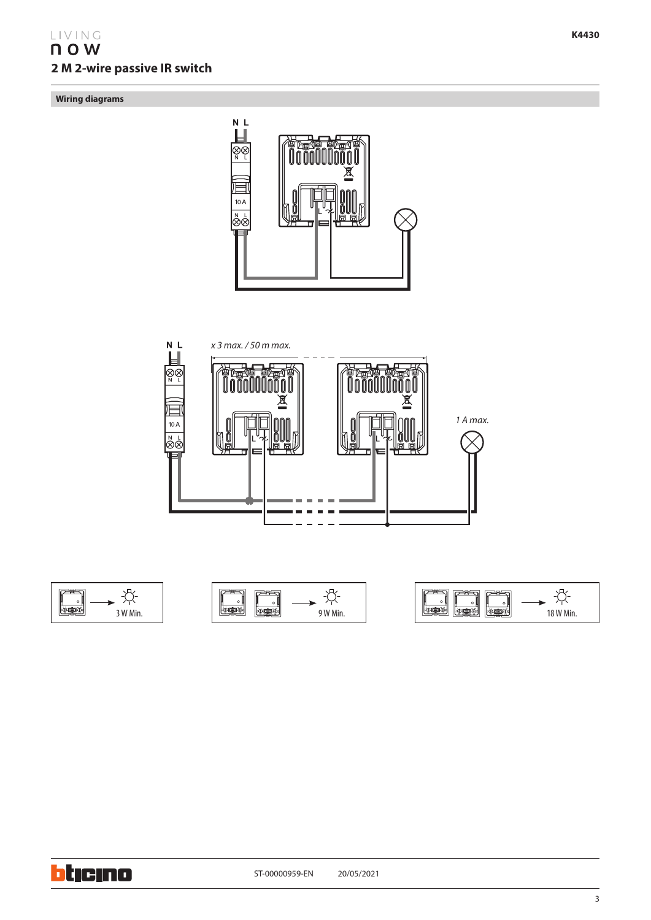## 2 M 2-wire passive IR switch

### Wiring diagrams

N L

10 A

N L

x 3 max. / 50 m max.

10 A

1 A max.

3 W Min.

9 W Min.

18 W Min.